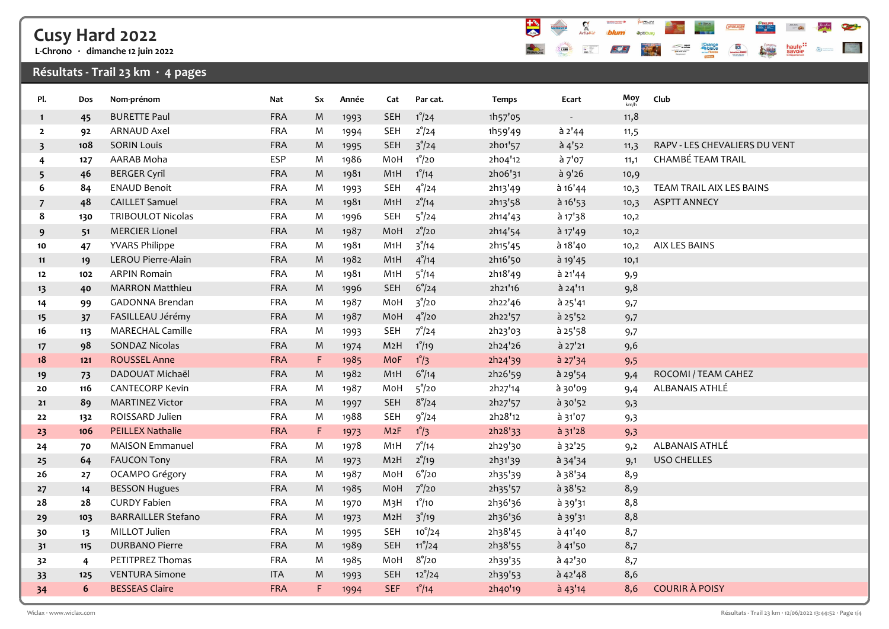# Cusy Hard 2022

L-Chrono · dimanche 12 juin 2022

## Résultats - Trail 23 km · 4 pages

| Pl. | Dos | Nom-prénom | Nat | Sx | Année | Cat | Par cat. | Temps | Ecart | Moy km/h | Club |
|---|---|---|---|---|---|---|---|---|---|---|---|
| 1 | 45 | BURETTE Paul | FRA | M | 1993 | SEH | 1°/24 | 1h57'05 | - | 11,8 | |
| 2 | 92 | ARNAUD Axel | FRA | M | 1994 | SEH | 2°/24 | 1h59'49 | à 2'44 | 11,5 | |
| 3 | 108 | SORIN Louis | FRA | M | 1995 | SEH | 3°/24 | 2h01'57 | à 4'52 | 11,3 | RAPV - LES CHEVALIERS DU VENT |
| 4 | 127 | AARAB Moha | ESP | M | 1986 | M0H | 1°/20 | 2h04'12 | à 7'07 | 11,1 | CHAMBÉ TEAM TRAIL |
| 5 | 46 | BERGER Cyril | FRA | M | 1981 | M1H | 1°/14 | 2h06'31 | à 9'26 | 10,9 | |
| 6 | 84 | ENAUD Benoit | FRA | M | 1993 | SEH | 4°/24 | 2h13'49 | à 16'44 | 10,3 | TEAM TRAIL AIX LES BAINS |
| 7 | 48 | CAILLET Samuel | FRA | M | 1981 | M1H | 2°/14 | 2h13'58 | à 16'53 | 10,3 | ASPTT ANNECY |
| 8 | 130 | TRIBOULOT Nicolas | FRA | M | 1996 | SEH | 5°/24 | 2h14'43 | à 17'38 | 10,2 | |
| 9 | 51 | MERCIER Lionel | FRA | M | 1987 | M0H | 2°/20 | 2h14'54 | à 17'49 | 10,2 | |
| 10 | 47 | YVARS Philippe | FRA | M | 1981 | M1H | 3°/14 | 2h15'45 | à 18'40 | 10,2 | AIX LES BAINS |
| 11 | 19 | LEROU Pierre-Alain | FRA | M | 1982 | M1H | 4°/14 | 2h16'50 | à 19'45 | 10,1 | |
| 12 | 102 | ARPIN Romain | FRA | M | 1981 | M1H | 5°/14 | 2h18'49 | à 21'44 | 9,9 | |
| 13 | 40 | MARRON Matthieu | FRA | M | 1996 | SEH | 6°/24 | 2h21'16 | à 24'11 | 9,8 | |
| 14 | 99 | GADONNA Brendan | FRA | M | 1987 | M0H | 3°/20 | 2h22'46 | à 25'41 | 9,7 | |
| 15 | 37 | FASILLEAU Jérémy | FRA | M | 1987 | M0H | 4°/20 | 2h22'57 | à 25'52 | 9,7 | |
| 16 | 113 | MARECHAL Camille | FRA | M | 1993 | SEH | 7°/24 | 2h23'03 | à 25'58 | 9,7 | |
| 17 | 98 | SONDAZ Nicolas | FRA | M | 1974 | M2H | 1°/19 | 2h24'26 | à 27'21 | 9,6 | |
| 18 | 121 | ROUSSEL Anne | FRA | F | 1985 | M0F | 1°/3 | 2h24'39 | à 27'34 | 9,5 | |
| 19 | 73 | DADOUAT Michaël | FRA | M | 1982 | M1H | 6°/14 | 2h26'59 | à 29'54 | 9,4 | ROCOMI / TEAM CAHEZ |
| 20 | 116 | CANTECORP Kevin | FRA | M | 1987 | M0H | 5°/20 | 2h27'14 | à 30'09 | 9,4 | ALBANAIS ATHLÉ |
| 21 | 89 | MARTINEZ Victor | FRA | M | 1997 | SEH | 8°/24 | 2h27'57 | à 30'52 | 9,3 | |
| 22 | 132 | ROISSARD Julien | FRA | M | 1988 | SEH | 9°/24 | 2h28'12 | à 31'07 | 9,3 | |
| 23 | 106 | PEILLEX Nathalie | FRA | F | 1973 | M2F | 1°/3 | 2h28'33 | à 31'28 | 9,3 | |
| 24 | 70 | MAISON Emmanuel | FRA | M | 1978 | M1H | 7°/14 | 2h29'30 | à 32'25 | 9,2 | ALBANAIS ATHLÉ |
| 25 | 64 | FAUCON Tony | FRA | M | 1973 | M2H | 2°/19 | 2h31'39 | à 34'34 | 9,1 | USO CHELLES |
| 26 | 27 | OCAMPO Grégory | FRA | M | 1987 | M0H | 6°/20 | 2h35'39 | à 38'34 | 8,9 | |
| 27 | 14 | BESSON Hugues | FRA | M | 1985 | M0H | 7°/20 | 2h35'57 | à 38'52 | 8,9 | |
| 28 | 28 | CURDY Fabien | FRA | M | 1970 | M3H | 1°/10 | 2h36'36 | à 39'31 | 8,8 | |
| 29 | 103 | BARRAILLER Stefano | FRA | M | 1973 | M2H | 3°/19 | 2h36'36 | à 39'31 | 8,8 | |
| 30 | 13 | MILLOT Julien | FRA | M | 1995 | SEH | 10°/24 | 2h38'45 | à 41'40 | 8,7 | |
| 31 | 115 | DURBANO Pierre | FRA | M | 1989 | SEH | 11°/24 | 2h38'55 | à 41'50 | 8,7 | |
| 32 | 4 | PETITPREZ Thomas | FRA | M | 1985 | M0H | 8°/20 | 2h39'35 | à 42'30 | 8,7 | |
| 33 | 125 | VENTURA Simone | ITA | M | 1993 | SEH | 12°/24 | 2h39'53 | à 42'48 | 8,6 | |
| 34 | 6 | BESSEAS Claire | FRA | F | 1994 | SEF | 1°/14 | 2h40'19 | à 43'14 | 8,6 | COURIR À POISY |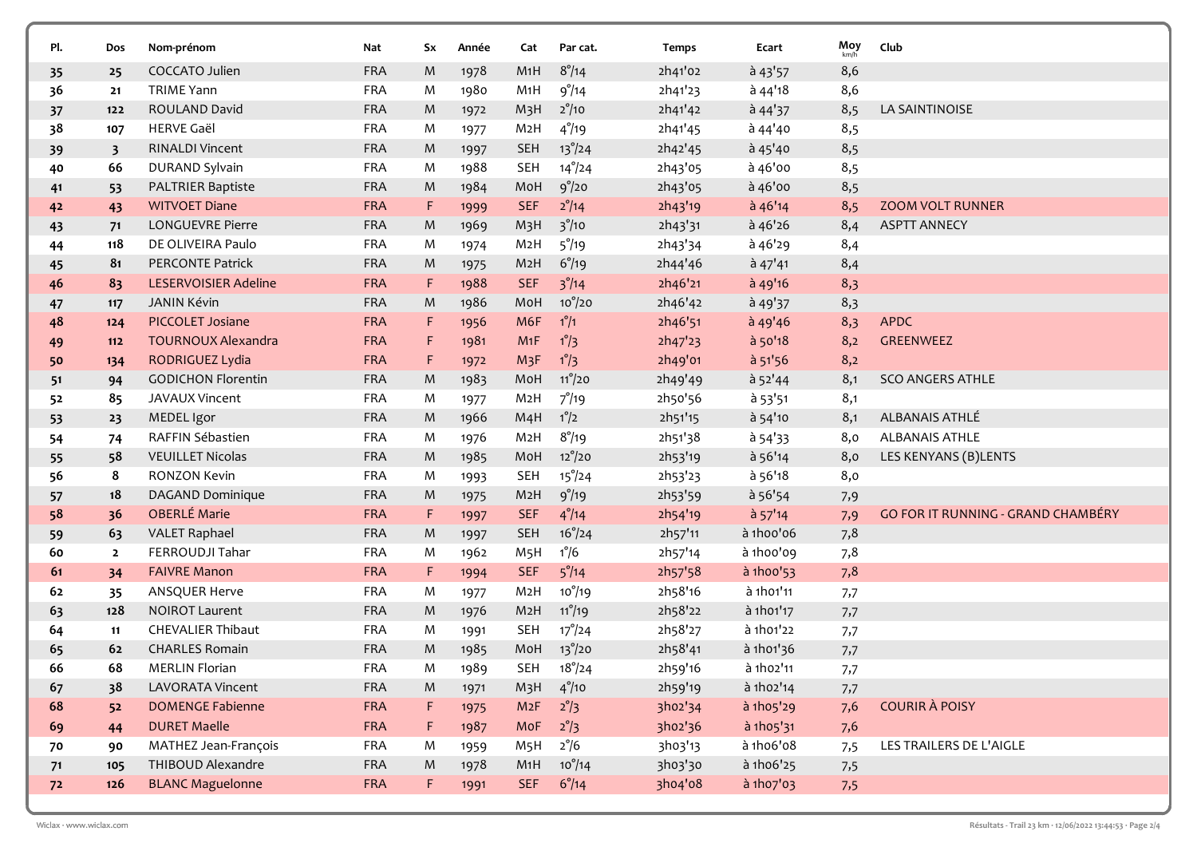| Pl. | Dos | Nom-prénom | Nat | Sx | Année | Cat | Par cat. | Temps | Ecart | Moy km/h | Club |
|---|---|---|---|---|---|---|---|---|---|---|---|
| 35 | 25 | COCCATO Julien | FRA | M | 1978 | M1H | 8°/14 | 2h41'02 | à 43'57 | 8,6 | |
| 36 | 21 | TRIME Yann | FRA | M | 1980 | M1H | 9°/14 | 2h41'23 | à 44'18 | 8,6 | |
| 37 | 122 | ROULAND David | FRA | M | 1972 | M3H | 2°/10 | 2h41'42 | à 44'37 | 8,5 | LA SAINTINOISE |
| 38 | 107 | HERVE Gaël | FRA | M | 1977 | M2H | 4°/19 | 2h41'45 | à 44'40 | 8,5 | |
| 39 | 3 | RINALDI Vincent | FRA | M | 1997 | SEH | 13°/24 | 2h42'45 | à 45'40 | 8,5 | |
| 40 | 66 | DURAND Sylvain | FRA | M | 1988 | SEH | 14°/24 | 2h43'05 | à 46'00 | 8,5 | |
| 41 | 53 | PALTRIER Baptiste | FRA | M | 1984 | M0H | 9°/20 | 2h43'05 | à 46'00 | 8,5 | |
| 42 | 43 | WITVOET Diane | FRA | F | 1999 | SEF | 2°/14 | 2h43'19 | à 46'14 | 8,5 | ZOOM VOLT RUNNER |
| 43 | 71 | LONGUEVRE Pierre | FRA | M | 1969 | M3H | 3°/10 | 2h43'31 | à 46'26 | 8,4 | ASPTT ANNECY |
| 44 | 118 | DE OLIVEIRA Paulo | FRA | M | 1974 | M2H | 5°/19 | 2h43'34 | à 46'29 | 8,4 | |
| 45 | 81 | PERCONTE Patrick | FRA | M | 1975 | M2H | 6°/19 | 2h44'46 | à 47'41 | 8,4 | |
| 46 | 83 | LESERVOISIER Adeline | FRA | F | 1988 | SEF | 3°/14 | 2h46'21 | à 49'16 | 8,3 | |
| 47 | 117 | JANIN Kévin | FRA | M | 1986 | M0H | 10°/20 | 2h46'42 | à 49'37 | 8,3 | |
| 48 | 124 | PICCOLET Josiane | FRA | F | 1956 | M6F | 1°/1 | 2h46'51 | à 49'46 | 8,3 | APDC |
| 49 | 112 | TOURNOUX Alexandra | FRA | F | 1981 | M1F | 1°/3 | 2h47'23 | à 50'18 | 8,2 | GREENWEEZ |
| 50 | 134 | RODRIGUEZ Lydia | FRA | F | 1972 | M3F | 1°/3 | 2h49'01 | à 51'56 | 8,2 | |
| 51 | 94 | GODICHON Florentin | FRA | M | 1983 | M0H | 11°/20 | 2h49'49 | à 52'44 | 8,1 | SCO ANGERS ATHLE |
| 52 | 85 | JAVAUX Vincent | FRA | M | 1977 | M2H | 7°/19 | 2h50'56 | à 53'51 | 8,1 | |
| 53 | 23 | MEDEL Igor | FRA | M | 1966 | M4H | 1°/2 | 2h51'15 | à 54'10 | 8,1 | ALBANAIS ATHLÉ |
| 54 | 74 | RAFFIN Sébastien | FRA | M | 1976 | M2H | 8°/19 | 2h51'38 | à 54'33 | 8,0 | ALBANAIS ATHLE |
| 55 | 58 | VEUILLET Nicolas | FRA | M | 1985 | M0H | 12°/20 | 2h53'19 | à 56'14 | 8,0 | LES KENYANS (B)LENTS |
| 56 | 8 | RONZON Kevin | FRA | M | 1993 | SEH | 15°/24 | 2h53'23 | à 56'18 | 8,0 | |
| 57 | 18 | DAGAND Dominique | FRA | M | 1975 | M2H | 9°/19 | 2h53'59 | à 56'54 | 7,9 | |
| 58 | 36 | OBERLÉ Marie | FRA | F | 1997 | SEF | 4°/14 | 2h54'19 | à 57'14 | 7,9 | GO FOR IT RUNNING - GRAND CHAMBÉRY |
| 59 | 63 | VALET Raphael | FRA | M | 1997 | SEH | 16°/24 | 2h57'11 | à 1h00'06 | 7,8 | |
| 60 | 2 | FERROUDJI Tahar | FRA | M | 1962 | M5H | 1°/6 | 2h57'14 | à 1h00'09 | 7,8 | |
| 61 | 34 | FAIVRE Manon | FRA | F | 1994 | SEF | 5°/14 | 2h57'58 | à 1h00'53 | 7,8 | |
| 62 | 35 | ANSQUER Herve | FRA | M | 1977 | M2H | 10°/19 | 2h58'16 | à 1h01'11 | 7,7 | |
| 63 | 128 | NOIROT Laurent | FRA | M | 1976 | M2H | 11°/19 | 2h58'22 | à 1h01'17 | 7,7 | |
| 64 | 11 | CHEVALIER Thibaut | FRA | M | 1991 | SEH | 17°/24 | 2h58'27 | à 1h01'22 | 7,7 | |
| 65 | 62 | CHARLES Romain | FRA | M | 1985 | M0H | 13°/20 | 2h58'41 | à 1h01'36 | 7,7 | |
| 66 | 68 | MERLIN Florian | FRA | M | 1989 | SEH | 18°/24 | 2h59'16 | à 1h02'11 | 7,7 | |
| 67 | 38 | LAVORATA Vincent | FRA | M | 1971 | M3H | 4°/10 | 2h59'19 | à 1h02'14 | 7,7 | |
| 68 | 52 | DOMENGE Fabienne | FRA | F | 1975 | M2F | 2°/3 | 3h02'34 | à 1h05'29 | 7,6 | COURIR À POISY |
| 69 | 44 | DURET Maelle | FRA | F | 1987 | M0F | 2°/3 | 3h02'36 | à 1h05'31 | 7,6 | |
| 70 | 90 | MATHEZ Jean-François | FRA | M | 1959 | M5H | 2°/6 | 3h03'13 | à 1h06'08 | 7,5 | LES TRAILERS DE L'AIGLE |
| 71 | 105 | THIBOUD Alexandre | FRA | M | 1978 | M1H | 10°/14 | 3h03'30 | à 1h06'25 | 7,5 | |
| 72 | 126 | BLANC Maguelonne | FRA | F | 1991 | SEF | 6°/14 | 3h04'08 | à 1h07'03 | 7,5 | |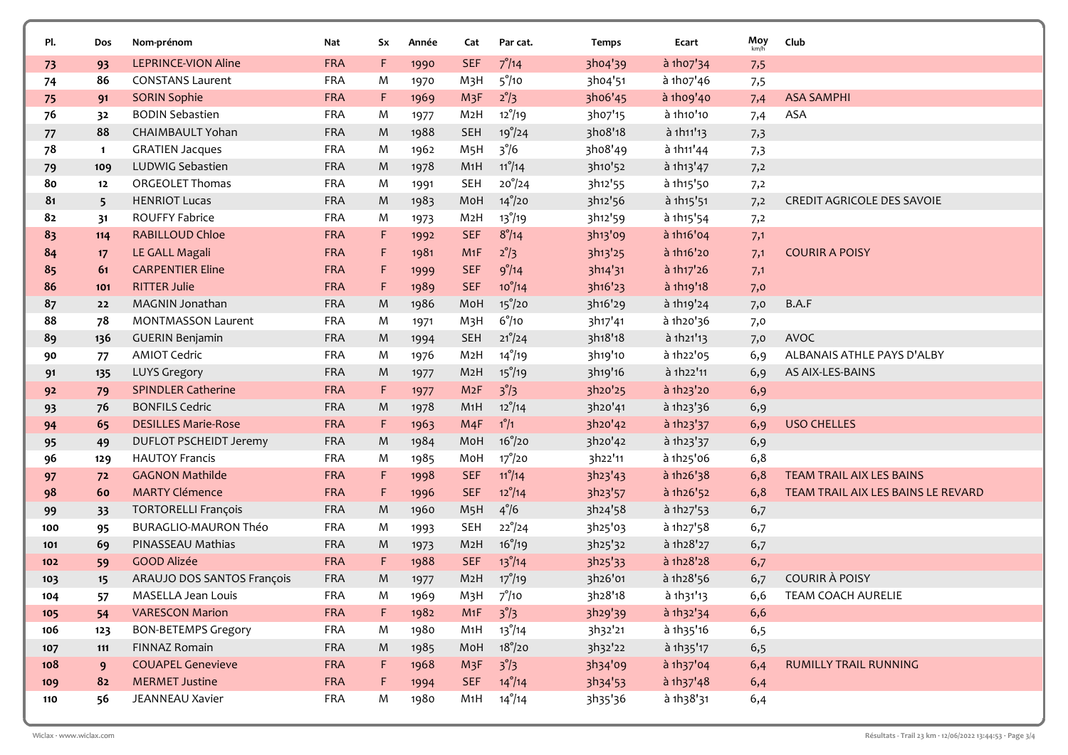| Pl. | Dos | Nom-prénom | Nat | Sx | Année | Cat | Par cat. | Temps | Ecart | Moy km/h | Club |
|---|---|---|---|---|---|---|---|---|---|---|---|
| 73 | 93 | LEPRINCE-VION Aline | FRA | F | 1990 | SEF | 7°/14 | 3h04'39 | à 1h07'34 | 7,5 | |
| 74 | 86 | CONSTANS Laurent | FRA | M | 1970 | M3H | 5°/10 | 3h04'51 | à 1h07'46 | 7,5 | |
| 75 | 91 | SORIN Sophie | FRA | F | 1969 | M3F | 2°/3 | 3h06'45 | à 1h09'40 | 7,4 | ASA SAMPHI |
| 76 | 32 | BODIN Sebastien | FRA | M | 1977 | M2H | 12°/19 | 3h07'15 | à 1h10'10 | 7,4 | ASA |
| 77 | 88 | CHAIMBAULT Yohan | FRA | M | 1988 | SEH | 19°/24 | 3h08'18 | à 1h11'13 | 7,3 | |
| 78 | 1 | GRATIEN Jacques | FRA | M | 1962 | M5H | 3°/6 | 3h08'49 | à 1h11'44 | 7,3 | |
| 79 | 109 | LUDWIG Sebastien | FRA | M | 1978 | M1H | 11°/14 | 3h10'52 | à 1h13'47 | 7,2 | |
| 80 | 12 | ORGEOLET Thomas | FRA | M | 1991 | SEH | 20°/24 | 3h12'55 | à 1h15'50 | 7,2 | |
| 81 | 5 | HENRIOT Lucas | FRA | M | 1983 | M0H | 14°/20 | 3h12'56 | à 1h15'51 | 7,2 | CREDIT AGRICOLE DES SAVOIE |
| 82 | 31 | ROUFFY Fabrice | FRA | M | 1973 | M2H | 13°/19 | 3h12'59 | à 1h15'54 | 7,2 | |
| 83 | 114 | RABILLOUD Chloe | FRA | F | 1992 | SEF | 8°/14 | 3h13'09 | à 1h16'04 | 7,1 | |
| 84 | 17 | LE GALL Magali | FRA | F | 1981 | M1F | 2°/3 | 3h13'25 | à 1h16'20 | 7,1 | COURIR A POISY |
| 85 | 61 | CARPENTIER Eline | FRA | F | 1999 | SEF | 9°/14 | 3h14'31 | à 1h17'26 | 7,1 | |
| 86 | 101 | RITTER Julie | FRA | F | 1989 | SEF | 10°/14 | 3h16'23 | à 1h19'18 | 7,0 | |
| 87 | 22 | MAGNIN Jonathan | FRA | M | 1986 | M0H | 15°/20 | 3h16'29 | à 1h19'24 | 7,0 | B.A.F |
| 88 | 78 | MONTMASSON Laurent | FRA | M | 1971 | M3H | 6°/10 | 3h17'41 | à 1h20'36 | 7,0 | |
| 89 | 136 | GUERIN Benjamin | FRA | M | 1994 | SEH | 21°/24 | 3h18'18 | à 1h21'13 | 7,0 | AVOC |
| 90 | 77 | AMIOT Cedric | FRA | M | 1976 | M2H | 14°/19 | 3h19'10 | à 1h22'05 | 6,9 | ALBANAIS ATHLE PAYS D'ALBY |
| 91 | 135 | LUYS Gregory | FRA | M | 1977 | M2H | 15°/19 | 3h19'16 | à 1h22'11 | 6,9 | AS AIX-LES-BAINS |
| 92 | 79 | SPINDLER Catherine | FRA | F | 1977 | M2F | 3°/3 | 3h20'25 | à 1h23'20 | 6,9 | |
| 93 | 76 | BONFILS Cedric | FRA | M | 1978 | M1H | 12°/14 | 3h20'41 | à 1h23'36 | 6,9 | |
| 94 | 65 | DESILLES Marie-Rose | FRA | F | 1963 | M4F | 1°/1 | 3h20'42 | à 1h23'37 | 6,9 | USO CHELLES |
| 95 | 49 | DUFLOT PSCHEIDT Jeremy | FRA | M | 1984 | M0H | 16°/20 | 3h20'42 | à 1h23'37 | 6,9 | |
| 96 | 129 | HAUTOY Francis | FRA | M | 1985 | M0H | 17°/20 | 3h22'11 | à 1h25'06 | 6,8 | |
| 97 | 72 | GAGNON Mathilde | FRA | F | 1998 | SEF | 11°/14 | 3h23'43 | à 1h26'38 | 6,8 | TEAM TRAIL AIX LES BAINS |
| 98 | 60 | MARTY Clémence | FRA | F | 1996 | SEF | 12°/14 | 3h23'57 | à 1h26'52 | 6,8 | TEAM TRAIL AIX LES BAINS LE REVARD |
| 99 | 33 | TORTORELLI François | FRA | M | 1960 | M5H | 4°/6 | 3h24'58 | à 1h27'53 | 6,7 | |
| 100 | 95 | BURAGLIO-MAURON Théo | FRA | M | 1993 | SEH | 22°/24 | 3h25'03 | à 1h27'58 | 6,7 | |
| 101 | 69 | PINASSEAU Mathias | FRA | M | 1973 | M2H | 16°/19 | 3h25'32 | à 1h28'27 | 6,7 | |
| 102 | 59 | GOOD Alizée | FRA | F | 1988 | SEF | 13°/14 | 3h25'33 | à 1h28'28 | 6,7 | |
| 103 | 15 | ARAUJO DOS SANTOS François | FRA | M | 1977 | M2H | 17°/19 | 3h26'01 | à 1h28'56 | 6,7 | COURIR À POISY |
| 104 | 57 | MASELLA Jean Louis | FRA | M | 1969 | M3H | 7°/10 | 3h28'18 | à 1h31'13 | 6,6 | TEAM COACH AURELIE |
| 105 | 54 | VARESCON Marion | FRA | F | 1982 | M1F | 3°/3 | 3h29'39 | à 1h32'34 | 6,6 | |
| 106 | 123 | BON-BETEMPS Gregory | FRA | M | 1980 | M1H | 13°/14 | 3h32'21 | à 1h35'16 | 6,5 | |
| 107 | 111 | FINNAZ Romain | FRA | M | 1985 | M0H | 18°/20 | 3h32'22 | à 1h35'17 | 6,5 | |
| 108 | 9 | COUAPEL Genevieve | FRA | F | 1968 | M3F | 3°/3 | 3h34'09 | à 1h37'04 | 6,4 | RUMILLY TRAIL RUNNING |
| 109 | 82 | MERMET Justine | FRA | F | 1994 | SEF | 14°/14 | 3h34'53 | à 1h37'48 | 6,4 | |
| 110 | 56 | JEANNEAU Xavier | FRA | M | 1980 | M1H | 14°/14 | 3h35'36 | à 1h38'31 | 6,4 | |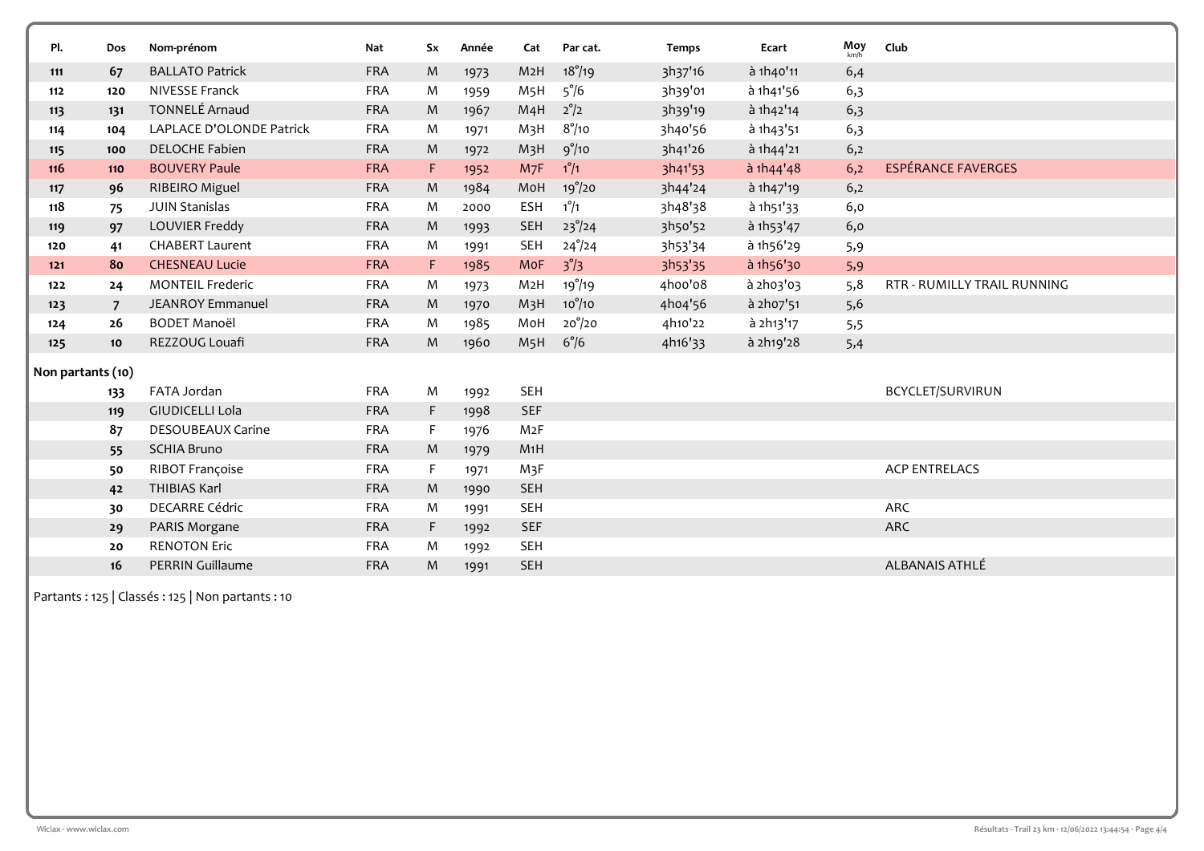| Pl. | Dos | Nom-prénom | Nat | Sx | Année | Cat | Par cat. | Temps | Ecart | Moy km/h | Club |
|---|---|---|---|---|---|---|---|---|---|---|---|
| 111 | 67 | BALLATO Patrick | FRA | M | 1973 | M2H | 18°/19 | 3h37'16 | à 1h40'11 | 6,4 | |
| 112 | 120 | NIVESSE Franck | FRA | M | 1959 | M5H | 5°/6 | 3h39'01 | à 1h41'56 | 6,3 | |
| 113 | 131 | TONNELÉ Arnaud | FRA | M | 1967 | M4H | 2°/2 | 3h39'19 | à 1h42'14 | 6,3 | |
| 114 | 104 | LAPLACE D'OLONDE Patrick | FRA | M | 1971 | M3H | 8°/10 | 3h40'56 | à 1h43'51 | 6,3 | |
| 115 | 100 | DELOCHE Fabien | FRA | M | 1972 | M3H | 9°/10 | 3h41'26 | à 1h44'21 | 6,2 | |
| 116 | 110 | BOUVERY Paule | FRA | F | 1952 | M7F | 1°/1 | 3h41'53 | à 1h44'48 | 6,2 | ESPÉRANCE FAVERGES |
| 117 | 96 | RIBEIRO Miguel | FRA | M | 1984 | M0H | 19°/20 | 3h44'24 | à 1h47'19 | 6,2 | |
| 118 | 75 | JUIN Stanislas | FRA | M | 2000 | ESH | 1°/1 | 3h48'38 | à 1h51'33 | 6,0 | |
| 119 | 97 | LOUVIER Freddy | FRA | M | 1993 | SEH | 23°/24 | 3h50'52 | à 1h53'47 | 6,0 | |
| 120 | 41 | CHABERT Laurent | FRA | M | 1991 | SEH | 24°/24 | 3h53'34 | à 1h56'29 | 5,9 | |
| 121 | 80 | CHESNEAU Lucie | FRA | F | 1985 | M0F | 3°/3 | 3h53'35 | à 1h56'30 | 5,9 | |
| 122 | 24 | MONTEIL Frederic | FRA | M | 1973 | M2H | 19°/19 | 4h00'08 | à 2h03'03 | 5,8 | RTR - RUMILLY TRAIL RUNNING |
| 123 | 7 | JEANROY Emmanuel | FRA | M | 1970 | M3H | 10°/10 | 4h04'56 | à 2h07'51 | 5,6 | |
| 124 | 26 | BODET Manoël | FRA | M | 1985 | M0H | 20°/20 | 4h10'22 | à 2h13'17 | 5,5 | |
| 125 | 10 | REZZOUG Louafi | FRA | M | 1960 | M5H | 6°/6 | 4h16'33 | à 2h19'28 | 5,4 | |

**Non partants (10)**

| Pl. | Dos | Nom-prénom | Nat | Sx | Année | Cat | Par cat. | Temps | Ecart | Moy km/h | Club |
|---|---|---|---|---|---|---|---|---|---|---|---|
| | 133 | FATA Jordan | FRA | M | 1992 | SEH | | | | | BCYCLET/SURVIRUN |
| | 119 | GIUDICELLI Lola | FRA | F | 1998 | SEF | | | | | |
| | 87 | DESOUBEAUX Carine | FRA | F | 1976 | M2F | | | | | |
| | 55 | SCHIA Bruno | FRA | M | 1979 | M1H | | | | | |
| | 50 | RIBOT Françoise | FRA | F | 1971 | M3F | | | | | ACP ENTRELACS |
| | 42 | THIBIAS Karl | FRA | M | 1990 | SEH | | | | | |
| | 30 | DECARRE Cédric | FRA | M | 1991 | SEH | | | | | ARC |
| | 29 | PARIS Morgane | FRA | F | 1992 | SEF | | | | | ARC |
| | 20 | RENOTON Eric | FRA | M | 1992 | SEH | | | | | |
| | 16 | PERRIN Guillaume | FRA | M | 1991 | SEH | | | | | ALBANAIS ATHLÉ |

Partants : 125 | Classés : 125 | Non partants : 10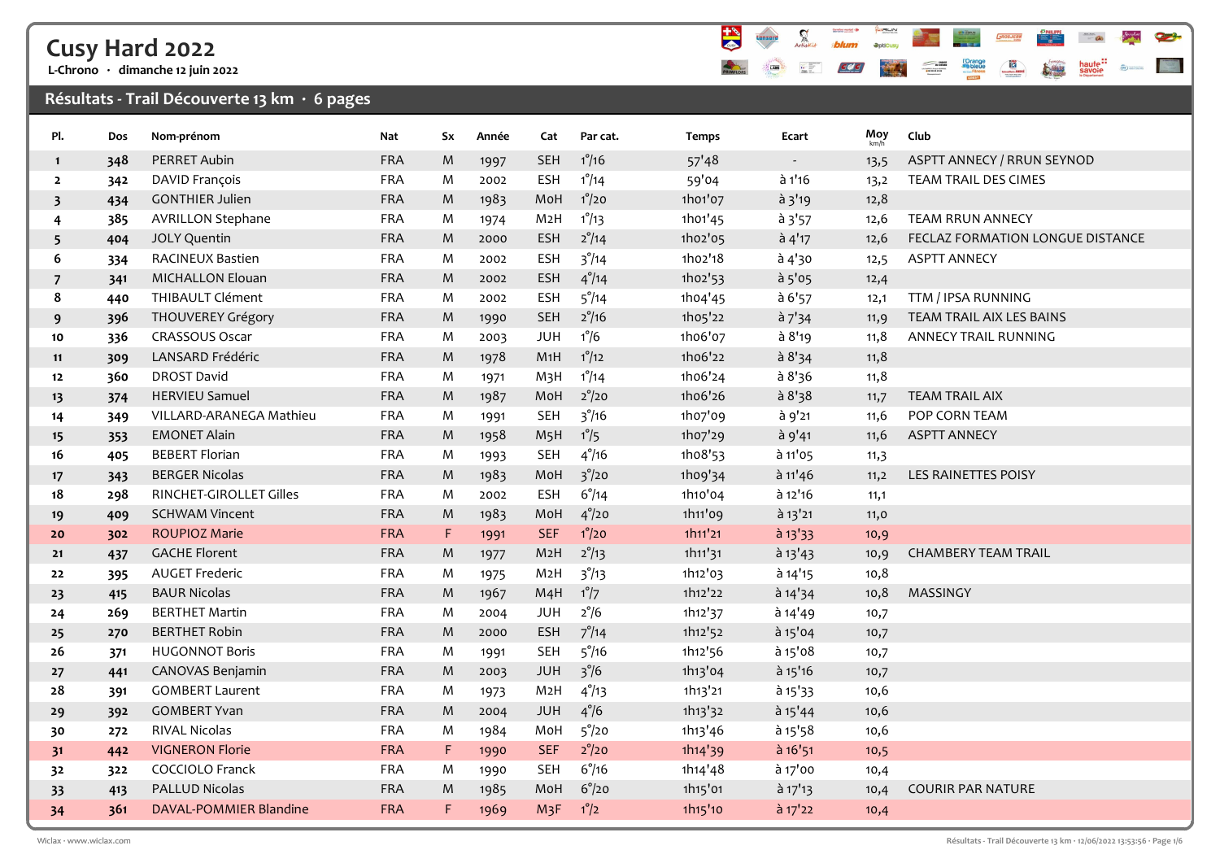# Cusy Hard 2022

L-Chrono · dimanche 12 juin 2022

## Résultats - Trail Découverte 13 km · 6 pages

| Pl. | Dos | Nom-prénom | Nat | Sx | Année | Cat | Par cat. | Temps | Ecart | Moy km/h | Club |
|---|---|---|---|---|---|---|---|---|---|---|---|
| 1 | 348 | PERRET Aubin | FRA | M | 1997 | SEH | 1°/16 | 57'48 | - | 13,5 | ASPTT ANNECY / RRUN SEYNOD |
| 2 | 342 | DAVID François | FRA | M | 2002 | ESH | 1°/14 | 59'04 | à 1'16 | 13,2 | TEAM TRAIL DES CIMES |
| 3 | 434 | GONTHIER Julien | FRA | M | 1983 | M0H | 1°/20 | 1h01'07 | à 3'19 | 12,8 | |
| 4 | 385 | AVRILLON Stephane | FRA | M | 1974 | M2H | 1°/13 | 1h01'45 | à 3'57 | 12,6 | TEAM RRUN ANNECY |
| 5 | 404 | JOLY Quentin | FRA | M | 2000 | ESH | 2°/14 | 1h02'05 | à 4'17 | 12,6 | FECLAZ FORMATION LONGUE DISTANCE |
| 6 | 334 | RACINEUX Bastien | FRA | M | 2002 | ESH | 3°/14 | 1h02'18 | à 4'30 | 12,5 | ASPTT ANNECY |
| 7 | 341 | MICHALLON Elouan | FRA | M | 2002 | ESH | 4°/14 | 1h02'53 | à 5'05 | 12,4 | |
| 8 | 440 | THIBAULT Clément | FRA | M | 2002 | ESH | 5°/14 | 1h04'45 | à 6'57 | 12,1 | TTM / IPSA RUNNING |
| 9 | 396 | THOUVEREY Grégory | FRA | M | 1990 | SEH | 2°/16 | 1h05'22 | à 7'34 | 11,9 | TEAM TRAIL AIX LES BAINS |
| 10 | 336 | CRASSOUS Oscar | FRA | M | 2003 | JUH | 1°/6 | 1h06'07 | à 8'19 | 11,8 | ANNECY TRAIL RUNNING |
| 11 | 309 | LANSARD Frédéric | FRA | M | 1978 | M1H | 1°/12 | 1h06'22 | à 8'34 | 11,8 | |
| 12 | 360 | DROST David | FRA | M | 1971 | M3H | 1°/14 | 1h06'24 | à 8'36 | 11,8 | |
| 13 | 374 | HERVIEU Samuel | FRA | M | 1987 | M0H | 2°/20 | 1h06'26 | à 8'38 | 11,7 | TEAM TRAIL AIX |
| 14 | 349 | VILLARD-ARANEGA Mathieu | FRA | M | 1991 | SEH | 3°/16 | 1h07'09 | à 9'21 | 11,6 | POP CORN TEAM |
| 15 | 353 | EMONET Alain | FRA | M | 1958 | M5H | 1°/5 | 1h07'29 | à 9'41 | 11,6 | ASPTT ANNECY |
| 16 | 405 | BEBERT Florian | FRA | M | 1993 | SEH | 4°/16 | 1h08'53 | à 11'05 | 11,3 | |
| 17 | 343 | BERGER Nicolas | FRA | M | 1983 | M0H | 3°/20 | 1h09'34 | à 11'46 | 11,2 | LES RAINETTES POISY |
| 18 | 298 | RINCHET-GIROLLET Gilles | FRA | M | 2002 | ESH | 6°/14 | 1h10'04 | à 12'16 | 11,1 | |
| 19 | 409 | SCHWAM Vincent | FRA | M | 1983 | M0H | 4°/20 | 1h11'09 | à 13'21 | 11,0 | |
| 20 | 302 | ROUPIOZ Marie | FRA | F | 1991 | SEF | 1°/20 | 1h11'21 | à 13'33 | 10,9 | |
| 21 | 437 | GACHE Florent | FRA | M | 1977 | M2H | 2°/13 | 1h11'31 | à 13'43 | 10,9 | CHAMBERY TEAM TRAIL |
| 22 | 395 | AUGET Frederic | FRA | M | 1975 | M2H | 3°/13 | 1h12'03 | à 14'15 | 10,8 | |
| 23 | 415 | BAUR Nicolas | FRA | M | 1967 | M4H | 1°/7 | 1h12'22 | à 14'34 | 10,8 | MASSINGY |
| 24 | 269 | BERTHET Martin | FRA | M | 2004 | JUH | 2°/6 | 1h12'37 | à 14'49 | 10,7 | |
| 25 | 270 | BERTHET Robin | FRA | M | 2000 | ESH | 7°/14 | 1h12'52 | à 15'04 | 10,7 | |
| 26 | 371 | HUGONNOT Boris | FRA | M | 1991 | SEH | 5°/16 | 1h12'56 | à 15'08 | 10,7 | |
| 27 | 441 | CANOVAS Benjamin | FRA | M | 2003 | JUH | 3°/6 | 1h13'04 | à 15'16 | 10,7 | |
| 28 | 391 | GOMBERT Laurent | FRA | M | 1973 | M2H | 4°/13 | 1h13'21 | à 15'33 | 10,6 | |
| 29 | 392 | GOMBERT Yvan | FRA | M | 2004 | JUH | 4°/6 | 1h13'32 | à 15'44 | 10,6 | |
| 30 | 272 | RIVAL Nicolas | FRA | M | 1984 | M0H | 5°/20 | 1h13'46 | à 15'58 | 10,6 | |
| 31 | 442 | VIGNERON Florie | FRA | F | 1990 | SEF | 2°/20 | 1h14'39 | à 16'51 | 10,5 | |
| 32 | 322 | COCCIOLO Franck | FRA | M | 1990 | SEH | 6°/16 | 1h14'48 | à 17'00 | 10,4 | |
| 33 | 413 | PALLUD Nicolas | FRA | M | 1985 | M0H | 6°/20 | 1h15'01 | à 17'13 | 10,4 | COURIR PAR NATURE |
| 34 | 361 | DAVAL-POMMIER Blandine | FRA | F | 1969 | M3F | 1°/2 | 1h15'10 | à 17'22 | 10,4 | |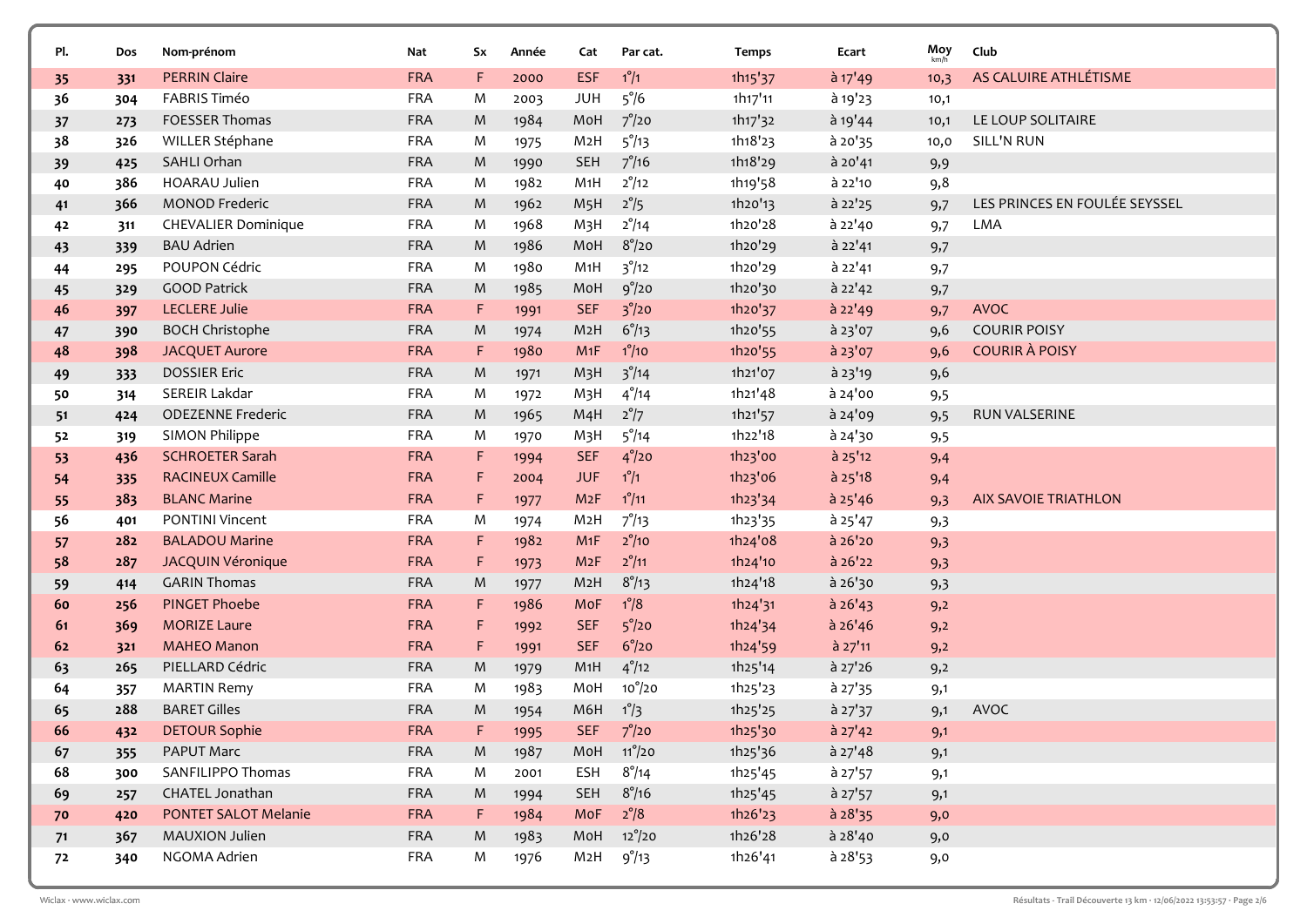| Pl. | Dos | Nom-prénom | Nat | Sx | Année | Cat | Par cat. | Temps | Ecart | Moy km/h | Club |
|---|---|---|---|---|---|---|---|---|---|---|---|
| 35 | 331 | PERRIN Claire | FRA | F | 2000 | ESF | 1°/1 | 1h15'37 | à 17'49 | 10,3 | AS CALUIRE ATHLÉTISME |
| 36 | 304 | FABRIS Timéo | FRA | M | 2003 | JUH | 5°/6 | 1h17'11 | à 19'23 | 10,1 | |
| 37 | 273 | FOESSER Thomas | FRA | M | 1984 | M0H | 7°/20 | 1h17'32 | à 19'44 | 10,1 | LE LOUP SOLITAIRE |
| 38 | 326 | WILLER Stéphane | FRA | M | 1975 | M2H | 5°/13 | 1h18'23 | à 20'35 | 10,0 | SILL'N RUN |
| 39 | 425 | SAHLI Orhan | FRA | M | 1990 | SEH | 7°/16 | 1h18'29 | à 20'41 | 9,9 | |
| 40 | 386 | HOARAU Julien | FRA | M | 1982 | M1H | 2°/12 | 1h19'58 | à 22'10 | 9,8 | |
| 41 | 366 | MONOD Frederic | FRA | M | 1962 | M5H | 2°/5 | 1h20'13 | à 22'25 | 9,7 | LES PRINCES EN FOULÉE SEYSSEL |
| 42 | 311 | CHEVALIER Dominique | FRA | M | 1968 | M3H | 2°/14 | 1h20'28 | à 22'40 | 9,7 | LMA |
| 43 | 339 | BAU Adrien | FRA | M | 1986 | M0H | 8°/20 | 1h20'29 | à 22'41 | 9,7 | |
| 44 | 295 | POUPON Cédric | FRA | M | 1980 | M1H | 3°/12 | 1h20'29 | à 22'41 | 9,7 | |
| 45 | 329 | GOOD Patrick | FRA | M | 1985 | M0H | 9°/20 | 1h20'30 | à 22'42 | 9,7 | |
| 46 | 397 | LECLERE Julie | FRA | F | 1991 | SEF | 3°/20 | 1h20'37 | à 22'49 | 9,7 | AVOC |
| 47 | 390 | BOCH Christophe | FRA | M | 1974 | M2H | 6°/13 | 1h20'55 | à 23'07 | 9,6 | COURIR POISY |
| 48 | 398 | JACQUET Aurore | FRA | F | 1980 | M1F | 1°/10 | 1h20'55 | à 23'07 | 9,6 | COURIR À POISY |
| 49 | 333 | DOSSIER Eric | FRA | M | 1971 | M3H | 3°/14 | 1h21'07 | à 23'19 | 9,6 | |
| 50 | 314 | SEREIR Lakdar | FRA | M | 1972 | M3H | 4°/14 | 1h21'48 | à 24'00 | 9,5 | |
| 51 | 424 | ODEZENNE Frederic | FRA | M | 1965 | M4H | 2°/7 | 1h21'57 | à 24'09 | 9,5 | RUN VALSERINE |
| 52 | 319 | SIMON Philippe | FRA | M | 1970 | M3H | 5°/14 | 1h22'18 | à 24'30 | 9,5 | |
| 53 | 436 | SCHROETER Sarah | FRA | F | 1994 | SEF | 4°/20 | 1h23'00 | à 25'12 | 9,4 | |
| 54 | 335 | RACINEUX Camille | FRA | F | 2004 | JUF | 1°/1 | 1h23'06 | à 25'18 | 9,4 | |
| 55 | 383 | BLANC Marine | FRA | F | 1977 | M2F | 1°/11 | 1h23'34 | à 25'46 | 9,3 | AIX SAVOIE TRIATHLON |
| 56 | 401 | PONTINI Vincent | FRA | M | 1974 | M2H | 7°/13 | 1h23'35 | à 25'47 | 9,3 | |
| 57 | 282 | BALADOU Marine | FRA | F | 1982 | M1F | 2°/10 | 1h24'08 | à 26'20 | 9,3 | |
| 58 | 287 | JACQUIN Véronique | FRA | F | 1973 | M2F | 2°/11 | 1h24'10 | à 26'22 | 9,3 | |
| 59 | 414 | GARIN Thomas | FRA | M | 1977 | M2H | 8°/13 | 1h24'18 | à 26'30 | 9,3 | |
| 60 | 256 | PINGET Phoebe | FRA | F | 1986 | M0F | 1°/8 | 1h24'31 | à 26'43 | 9,2 | |
| 61 | 369 | MORIZE Laure | FRA | F | 1992 | SEF | 5°/20 | 1h24'34 | à 26'46 | 9,2 | |
| 62 | 321 | MAHEO Manon | FRA | F | 1991 | SEF | 6°/20 | 1h24'59 | à 27'11 | 9,2 | |
| 63 | 265 | PIELLARD Cédric | FRA | M | 1979 | M1H | 4°/12 | 1h25'14 | à 27'26 | 9,2 | |
| 64 | 357 | MARTIN Remy | FRA | M | 1983 | M0H | 10°/20 | 1h25'23 | à 27'35 | 9,1 | |
| 65 | 288 | BARET Gilles | FRA | M | 1954 | M6H | 1°/3 | 1h25'25 | à 27'37 | 9,1 | AVOC |
| 66 | 432 | DETOUR Sophie | FRA | F | 1995 | SEF | 7°/20 | 1h25'30 | à 27'42 | 9,1 | |
| 67 | 355 | PAPUT Marc | FRA | M | 1987 | M0H | 11°/20 | 1h25'36 | à 27'48 | 9,1 | |
| 68 | 300 | SANFILIPPO Thomas | FRA | M | 2001 | ESH | 8°/14 | 1h25'45 | à 27'57 | 9,1 | |
| 69 | 257 | CHATEL Jonathan | FRA | M | 1994 | SEH | 8°/16 | 1h25'45 | à 27'57 | 9,1 | |
| 70 | 420 | PONTET SALOT Melanie | FRA | F | 1984 | M0F | 2°/8 | 1h26'23 | à 28'35 | 9,0 | |
| 71 | 367 | MAUXION Julien | FRA | M | 1983 | M0H | 12°/20 | 1h26'28 | à 28'40 | 9,0 | |
| 72 | 340 | NGOMA Adrien | FRA | M | 1976 | M2H | 9°/13 | 1h26'41 | à 28'53 | 9,0 | |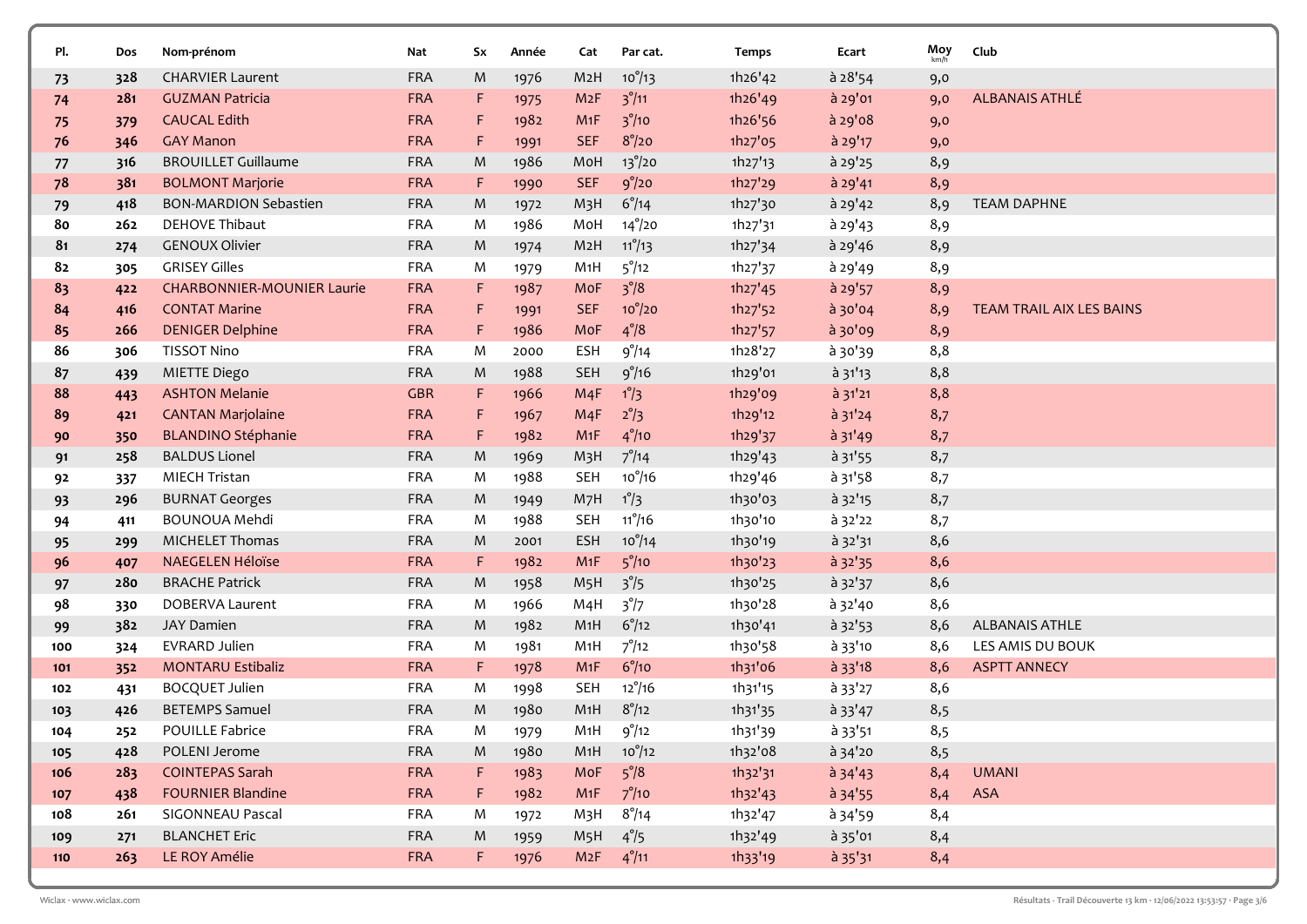| Pl. | Dos | Nom-prénom | Nat | Sx | Année | Cat | Par cat. | Temps | Ecart | Moy km/h | Club |
|---|---|---|---|---|---|---|---|---|---|---|---|
| 73 | 328 | CHARVIER Laurent | FRA | M | 1976 | M2H | 10°/13 | 1h26'42 | à 28'54 | 9,0 | |
| 74 | 281 | GUZMAN Patricia | FRA | F | 1975 | M2F | 3°/11 | 1h26'49 | à 29'01 | 9,0 | ALBANAIS ATHLÉ |
| 75 | 379 | CAUCAL Edith | FRA | F | 1982 | M1F | 3°/10 | 1h26'56 | à 29'08 | 9,0 | |
| 76 | 346 | GAY Manon | FRA | F | 1991 | SEF | 8°/20 | 1h27'05 | à 29'17 | 9,0 | |
| 77 | 316 | BROUILLET Guillaume | FRA | M | 1986 | M0H | 13°/20 | 1h27'13 | à 29'25 | 8,9 | |
| 78 | 381 | BOLMONT Marjorie | FRA | F | 1990 | SEF | 9°/20 | 1h27'29 | à 29'41 | 8,9 | |
| 79 | 418 | BON-MARDION Sebastien | FRA | M | 1972 | M3H | 6°/14 | 1h27'30 | à 29'42 | 8,9 | TEAM DAPHNE |
| 80 | 262 | DEHOVE Thibaut | FRA | M | 1986 | M0H | 14°/20 | 1h27'31 | à 29'43 | 8,9 | |
| 81 | 274 | GENOUX Olivier | FRA | M | 1974 | M2H | 11°/13 | 1h27'34 | à 29'46 | 8,9 | |
| 82 | 305 | GRISEY Gilles | FRA | M | 1979 | M1H | 5°/12 | 1h27'37 | à 29'49 | 8,9 | |
| 83 | 422 | CHARBONNIER-MOUNIER Laurie | FRA | F | 1987 | M0F | 3°/8 | 1h27'45 | à 29'57 | 8,9 | |
| 84 | 416 | CONTAT Marine | FRA | F | 1991 | SEF | 10°/20 | 1h27'52 | à 30'04 | 8,9 | TEAM TRAIL AIX LES BAINS |
| 85 | 266 | DENIGER Delphine | FRA | F | 1986 | M0F | 4°/8 | 1h27'57 | à 30'09 | 8,9 | |
| 86 | 306 | TISSOT Nino | FRA | M | 2000 | ESH | 9°/14 | 1h28'27 | à 30'39 | 8,8 | |
| 87 | 439 | MIETTE Diego | FRA | M | 1988 | SEH | 9°/16 | 1h29'01 | à 31'13 | 8,8 | |
| 88 | 443 | ASHTON Melanie | GBR | F | 1966 | M4F | 1°/3 | 1h29'09 | à 31'21 | 8,8 | |
| 89 | 421 | CANTAN Marjolaine | FRA | F | 1967 | M4F | 2°/3 | 1h29'12 | à 31'24 | 8,7 | |
| 90 | 350 | BLANDINO Stéphanie | FRA | F | 1982 | M1F | 4°/10 | 1h29'37 | à 31'49 | 8,7 | |
| 91 | 258 | BALDUS Lionel | FRA | M | 1969 | M3H | 7°/14 | 1h29'43 | à 31'55 | 8,7 | |
| 92 | 337 | MIECH Tristan | FRA | M | 1988 | SEH | 10°/16 | 1h29'46 | à 31'58 | 8,7 | |
| 93 | 296 | BURNAT Georges | FRA | M | 1949 | M7H | 1°/3 | 1h30'03 | à 32'15 | 8,7 | |
| 94 | 411 | BOUNOUA Mehdi | FRA | M | 1988 | SEH | 11°/16 | 1h30'10 | à 32'22 | 8,7 | |
| 95 | 299 | MICHELET Thomas | FRA | M | 2001 | ESH | 10°/14 | 1h30'19 | à 32'31 | 8,6 | |
| 96 | 407 | NAEGELEN Héloïse | FRA | F | 1982 | M1F | 5°/10 | 1h30'23 | à 32'35 | 8,6 | |
| 97 | 280 | BRACHE Patrick | FRA | M | 1958 | M5H | 3°/5 | 1h30'25 | à 32'37 | 8,6 | |
| 98 | 330 | DOBERVA Laurent | FRA | M | 1966 | M4H | 3°/7 | 1h30'28 | à 32'40 | 8,6 | |
| 99 | 382 | JAY Damien | FRA | M | 1982 | M1H | 6°/12 | 1h30'41 | à 32'53 | 8,6 | ALBANAIS ATHLE |
| 100 | 324 | EVRARD Julien | FRA | M | 1981 | M1H | 7°/12 | 1h30'58 | à 33'10 | 8,6 | LES AMIS DU BOUK |
| 101 | 352 | MONTARU Estibaliz | FRA | F | 1978 | M1F | 6°/10 | 1h31'06 | à 33'18 | 8,6 | ASPTT ANNECY |
| 102 | 431 | BOCQUET Julien | FRA | M | 1998 | SEH | 12°/16 | 1h31'15 | à 33'27 | 8,6 | |
| 103 | 426 | BETEMPS Samuel | FRA | M | 1980 | M1H | 8°/12 | 1h31'35 | à 33'47 | 8,5 | |
| 104 | 252 | POUILLE Fabrice | FRA | M | 1979 | M1H | 9°/12 | 1h31'39 | à 33'51 | 8,5 | |
| 105 | 428 | POLENI Jerome | FRA | M | 1980 | M1H | 10°/12 | 1h32'08 | à 34'20 | 8,5 | |
| 106 | 283 | COINTEPAS Sarah | FRA | F | 1983 | M0F | 5°/8 | 1h32'31 | à 34'43 | 8,4 | UMANI |
| 107 | 438 | FOURNIER Blandine | FRA | F | 1982 | M1F | 7°/10 | 1h32'43 | à 34'55 | 8,4 | ASA |
| 108 | 261 | SIGONNEAU Pascal | FRA | M | 1972 | M3H | 8°/14 | 1h32'47 | à 34'59 | 8,4 | |
| 109 | 271 | BLANCHET Eric | FRA | M | 1959 | M5H | 4°/5 | 1h32'49 | à 35'01 | 8,4 | |
| 110 | 263 | LE ROY Amélie | FRA | F | 1976 | M2F | 4°/11 | 1h33'19 | à 35'31 | 8,4 | |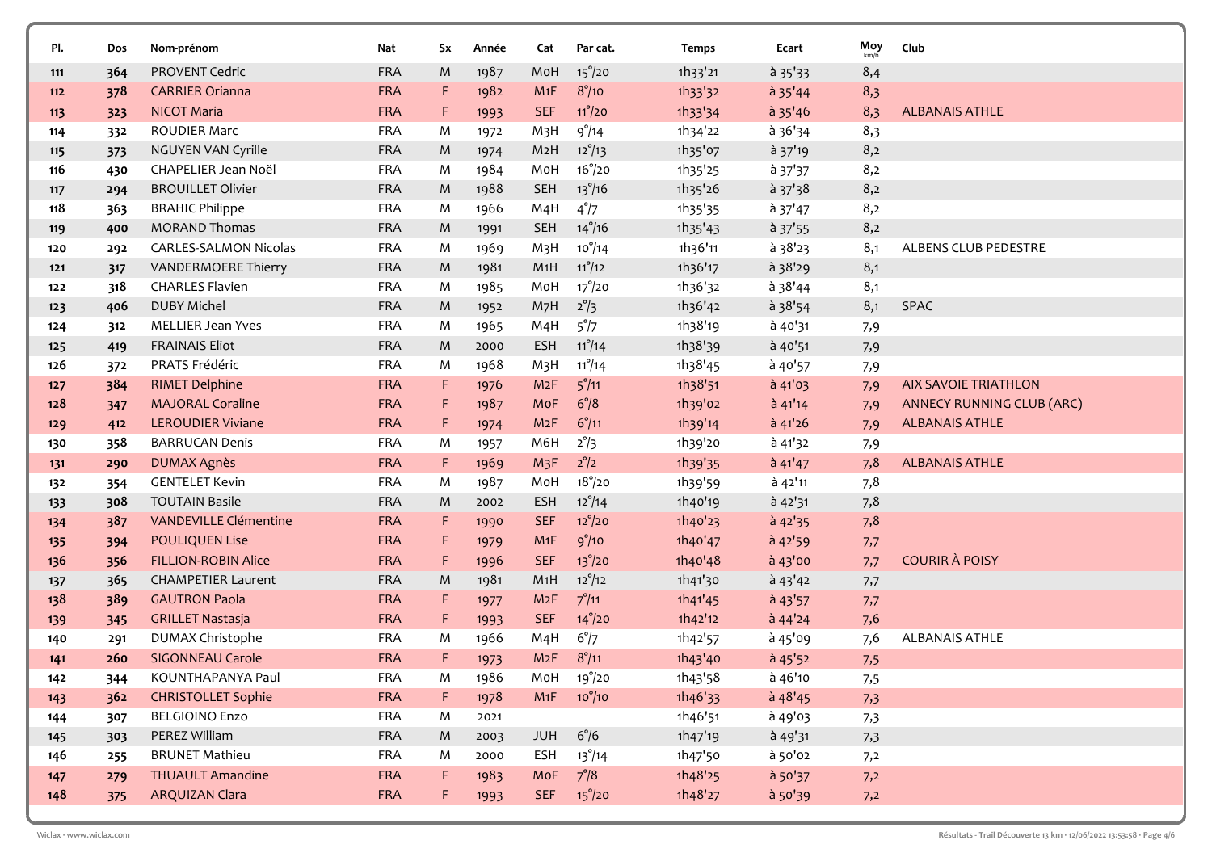| Pl. | Dos | Nom-prénom | Nat | Sx | Année | Cat | Par cat. | Temps | Ecart | Moy km/h | Club |
|---|---|---|---|---|---|---|---|---|---|---|---|
| 111 | 364 | PROVENT Cedric | FRA | M | 1987 | M0H | 15°/20 | 1h33'21 | à 35'33 | 8,4 | |
| 112 | 378 | CARRIER Orianna | FRA | F | 1982 | M1F | 8°/10 | 1h33'32 | à 35'44 | 8,3 | |
| 113 | 323 | NICOT Maria | FRA | F | 1993 | SEF | 11°/20 | 1h33'34 | à 35'46 | 8,3 | ALBANAIS ATHLE |
| 114 | 332 | ROUDIER Marc | FRA | M | 1972 | M3H | 9°/14 | 1h34'22 | à 36'34 | 8,3 | |
| 115 | 373 | NGUYEN VAN Cyrille | FRA | M | 1974 | M2H | 12°/13 | 1h35'07 | à 37'19 | 8,2 | |
| 116 | 430 | CHAPELIER Jean Noël | FRA | M | 1984 | M0H | 16°/20 | 1h35'25 | à 37'37 | 8,2 | |
| 117 | 294 | BROUILLET Olivier | FRA | M | 1988 | SEH | 13°/16 | 1h35'26 | à 37'38 | 8,2 | |
| 118 | 363 | BRAHIC Philippe | FRA | M | 1966 | M4H | 4°/7 | 1h35'35 | à 37'47 | 8,2 | |
| 119 | 400 | MORAND Thomas | FRA | M | 1991 | SEH | 14°/16 | 1h35'43 | à 37'55 | 8,2 | |
| 120 | 292 | CARLES-SALMON Nicolas | FRA | M | 1969 | M3H | 10°/14 | 1h36'11 | à 38'23 | 8,1 | ALBENS CLUB PEDESTRE |
| 121 | 317 | VANDERMOERE Thierry | FRA | M | 1981 | M1H | 11°/12 | 1h36'17 | à 38'29 | 8,1 | |
| 122 | 318 | CHARLES Flavien | FRA | M | 1985 | M0H | 17°/20 | 1h36'32 | à 38'44 | 8,1 | |
| 123 | 406 | DUBY Michel | FRA | M | 1952 | M7H | 2°/3 | 1h36'42 | à 38'54 | 8,1 | SPAC |
| 124 | 312 | MELLIER Jean Yves | FRA | M | 1965 | M4H | 5°/7 | 1h38'19 | à 40'31 | 7,9 | |
| 125 | 419 | FRAINAIS Eliot | FRA | M | 2000 | ESH | 11°/14 | 1h38'39 | à 40'51 | 7,9 | |
| 126 | 372 | PRATS Frédéric | FRA | M | 1968 | M3H | 11°/14 | 1h38'45 | à 40'57 | 7,9 | |
| 127 | 384 | RIMET Delphine | FRA | F | 1976 | M2F | 5°/11 | 1h38'51 | à 41'03 | 7,9 | AIX SAVOIE TRIATHLON |
| 128 | 347 | MAJORAL Coraline | FRA | F | 1987 | M0F | 6°/8 | 1h39'02 | à 41'14 | 7,9 | ANNECY RUNNING CLUB (ARC) |
| 129 | 412 | LEROUDIER Viviane | FRA | F | 1974 | M2F | 6°/11 | 1h39'14 | à 41'26 | 7,9 | ALBANAIS ATHLE |
| 130 | 358 | BARRUCAN Denis | FRA | M | 1957 | M6H | 2°/3 | 1h39'20 | à 41'32 | 7,9 | |
| 131 | 290 | DUMAX Agnès | FRA | F | 1969 | M3F | 2°/2 | 1h39'35 | à 41'47 | 7,8 | ALBANAIS ATHLE |
| 132 | 354 | GENTELET Kevin | FRA | M | 1987 | M0H | 18°/20 | 1h39'59 | à 42'11 | 7,8 | |
| 133 | 308 | TOUTAIN Basile | FRA | M | 2002 | ESH | 12°/14 | 1h40'19 | à 42'31 | 7,8 | |
| 134 | 387 | VANDEVILLE Clémentine | FRA | F | 1990 | SEF | 12°/20 | 1h40'23 | à 42'35 | 7,8 | |
| 135 | 394 | POULIQUEN Lise | FRA | F | 1979 | M1F | 9°/10 | 1h40'47 | à 42'59 | 7,7 | |
| 136 | 356 | FILLION-ROBIN Alice | FRA | F | 1996 | SEF | 13°/20 | 1h40'48 | à 43'00 | 7,7 | COURIR À POISY |
| 137 | 365 | CHAMPETIER Laurent | FRA | M | 1981 | M1H | 12°/12 | 1h41'30 | à 43'42 | 7,7 | |
| 138 | 389 | GAUTRON Paola | FRA | F | 1977 | M2F | 7°/11 | 1h41'45 | à 43'57 | 7,7 | |
| 139 | 345 | GRILLET Nastasja | FRA | F | 1993 | SEF | 14°/20 | 1h42'12 | à 44'24 | 7,6 | |
| 140 | 291 | DUMAX Christophe | FRA | M | 1966 | M4H | 6°/7 | 1h42'57 | à 45'09 | 7,6 | ALBANAIS ATHLE |
| 141 | 260 | SIGONNEAU Carole | FRA | F | 1973 | M2F | 8°/11 | 1h43'40 | à 45'52 | 7,5 | |
| 142 | 344 | KOUNTHAPANYA Paul | FRA | M | 1986 | M0H | 19°/20 | 1h43'58 | à 46'10 | 7,5 | |
| 143 | 362 | CHRISTOLLET Sophie | FRA | F | 1978 | M1F | 10°/10 | 1h46'33 | à 48'45 | 7,3 | |
| 144 | 307 | BELGIOINO Enzo | FRA | M | 2021 | | | 1h46'51 | à 49'03 | 7,3 | |
| 145 | 303 | PEREZ William | FRA | M | 2003 | JUH | 6°/6 | 1h47'19 | à 49'31 | 7,3 | |
| 146 | 255 | BRUNET Mathieu | FRA | M | 2000 | ESH | 13°/14 | 1h47'50 | à 50'02 | 7,2 | |
| 147 | 279 | THUAULT Amandine | FRA | F | 1983 | M0F | 7°/8 | 1h48'25 | à 50'37 | 7,2 | |
| 148 | 375 | ARQUIZAN Clara | FRA | F | 1993 | SEF | 15°/20 | 1h48'27 | à 50'39 | 7,2 | |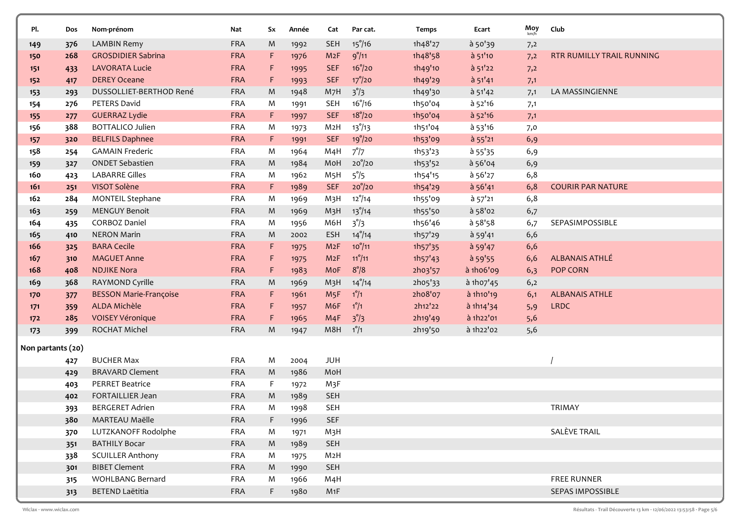| Pl. | Dos | Nom-prénom | Nat | Sx | Année | Cat | Par cat. | Temps | Ecart | Moy km/h | Club |
|---|---|---|---|---|---|---|---|---|---|---|---|
| 149 | 376 | LAMBIN Remy | FRA | M | 1992 | SEH | 15°/16 | 1h48'27 | à 50'39 | 7,2 | |
| 150 | 268 | GROSDIDIER Sabrina | FRA | F | 1976 | M2F | 9°/11 | 1h48'58 | à 51'10 | 7,2 | RTR RUMILLY TRAIL RUNNING |
| 151 | 433 | LAVORATA Lucie | FRA | F | 1995 | SEF | 16°/20 | 1h49'10 | à 51'22 | 7,2 | |
| 152 | 417 | DEREY Oceane | FRA | F | 1993 | SEF | 17°/20 | 1h49'29 | à 51'41 | 7,1 | |
| 153 | 293 | DUSSOLLIET-BERTHOD René | FRA | M | 1948 | M7H | 3°/3 | 1h49'30 | à 51'42 | 7,1 | LA MASSINGIENNE |
| 154 | 276 | PETERS David | FRA | M | 1991 | SEH | 16°/16 | 1h50'04 | à 52'16 | 7,1 | |
| 155 | 277 | GUERRAZ Lydie | FRA | F | 1997 | SEF | 18°/20 | 1h50'04 | à 52'16 | 7,1 | |
| 156 | 388 | BOTTALICO Julien | FRA | M | 1973 | M2H | 13°/13 | 1h51'04 | à 53'16 | 7,0 | |
| 157 | 320 | BELFILS Daphnee | FRA | F | 1991 | SEF | 19°/20 | 1h53'09 | à 55'21 | 6,9 | |
| 158 | 254 | GAMAIN Frederic | FRA | M | 1964 | M4H | 7°/7 | 1h53'23 | à 55'35 | 6,9 | |
| 159 | 327 | ONDET Sebastien | FRA | M | 1984 | M0H | 20°/20 | 1h53'52 | à 56'04 | 6,9 | |
| 160 | 423 | LABARRE Gilles | FRA | M | 1962 | M5H | 5°/5 | 1h54'15 | à 56'27 | 6,8 | |
| 161 | 251 | VISOT Solène | FRA | F | 1989 | SEF | 20°/20 | 1h54'29 | à 56'41 | 6,8 | COURIR PAR NATURE |
| 162 | 284 | MONTEIL Stephane | FRA | M | 1969 | M3H | 12°/14 | 1h55'09 | à 57'21 | 6,8 | |
| 163 | 259 | MENGUY Benoit | FRA | M | 1969 | M3H | 13°/14 | 1h55'50 | à 58'02 | 6,7 | |
| 164 | 435 | CORBOZ Daniel | FRA | M | 1956 | M6H | 3°/3 | 1h56'46 | à 58'58 | 6,7 | SEPASIMPOSSIBLE |
| 165 | 410 | NERON Marin | FRA | M | 2002 | ESH | 14°/14 | 1h57'29 | à 59'41 | 6,6 | |
| 166 | 325 | BARA Cecile | FRA | F | 1975 | M2F | 10°/11 | 1h57'35 | à 59'47 | 6,6 | |
| 167 | 310 | MAGUET Anne | FRA | F | 1975 | M2F | 11°/11 | 1h57'43 | à 59'55 | 6,6 | ALBANAIS ATHLÉ |
| 168 | 408 | NDJIKE Nora | FRA | F | 1983 | M0F | 8°/8 | 2h03'57 | à 1h06'09 | 6,3 | POP CORN |
| 169 | 368 | RAYMOND Cyrille | FRA | M | 1969 | M3H | 14°/14 | 2h05'33 | à 1h07'45 | 6,2 | |
| 170 | 377 | BESSON Marie-Françoise | FRA | F | 1961 | M5F | 1°/1 | 2h08'07 | à 1h10'19 | 6,1 | ALBANAIS ATHLE |
| 171 | 359 | ALDA Michèle | FRA | F | 1957 | M6F | 1°/1 | 2h12'22 | à 1h14'34 | 5,9 | LRDC |
| 172 | 285 | VOISEY Véronique | FRA | F | 1965 | M4F | 3°/3 | 2h19'49 | à 1h22'01 | 5,6 | |
| 173 | 399 | ROCHAT Michel | FRA | M | 1947 | M8H | 1°/1 | 2h19'50 | à 1h22'02 | 5,6 | |

**Non partants (20)**

| Pl. | Dos | Nom-prénom | Nat | Sx | Année | Cat | Par cat. | Temps | Ecart | Moy km/h | Club |
|---|---|---|---|---|---|---|---|---|---|---|---|
| | 427 | BUCHER Max | FRA | M | 2004 | JUH | | | | | / |
| | 429 | BRAVARD Clement | FRA | M | 1986 | M0H | | | | | |
| | 403 | PERRET Beatrice | FRA | F | 1972 | M3F | | | | | |
| | 402 | FORTAILLIER Jean | FRA | M | 1989 | SEH | | | | | |
| | 393 | BERGERET Adrien | FRA | M | 1998 | SEH | | | | | TRIMAY |
| | 380 | MARTEAU Maëlle | FRA | F | 1996 | SEF | | | | | |
| | 370 | LUTZKANOFF Rodolphe | FRA | M | 1971 | M3H | | | | | SALÈVE TRAIL |
| | 351 | BATHILY Bocar | FRA | M | 1989 | SEH | | | | | |
| | 338 | SCUILLER Anthony | FRA | M | 1975 | M2H | | | | | |
| | 301 | BIBET Clement | FRA | M | 1990 | SEH | | | | | |
| | 315 | WOHLBANG Bernard | FRA | M | 1966 | M4H | | | | | FREE RUNNER |
| | 313 | BETEND Laëtitia | FRA | F | 1980 | M1F | | | | | SEPAS IMPOSSIBLE |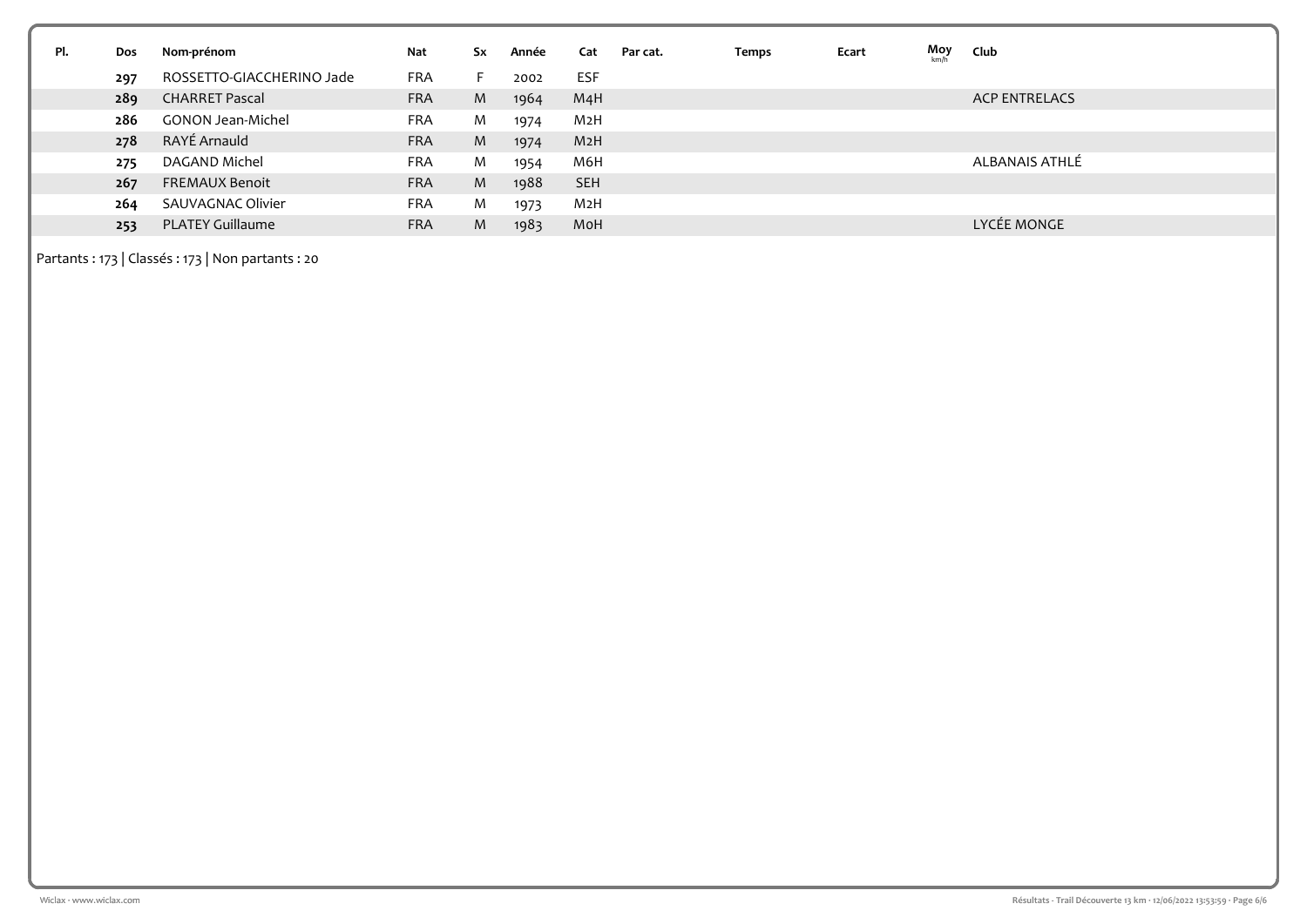| Pl. | Dos | Nom-prénom | Nat | Sx | Année | Cat | Par cat. | Temps | Ecart | Moy km/h | Club |
|---|---|---|---|---|---|---|---|---|---|---|---|
| | 297 | ROSSETTO-GIACCHERINO Jade | FRA | F | 2002 | ESF | | | | | |
| | 289 | CHARRET Pascal | FRA | M | 1964 | M4H | | | | | ACP ENTRELACS |
| | 286 | GONON Jean-Michel | FRA | M | 1974 | M2H | | | | | |
| | 278 | RAYÉ Arnauld | FRA | M | 1974 | M2H | | | | | |
| | 275 | DAGAND Michel | FRA | M | 1954 | M6H | | | | | ALBANAIS ATHLÉ |
| | 267 | FREMAUX Benoit | FRA | M | 1988 | SEH | | | | | |
| | 264 | SAUVAGNAC Olivier | FRA | M | 1973 | M2H | | | | | |
| | 253 | PLATEY Guillaume | FRA | M | 1983 | M0H | | | | | LYCÉE MONGE |

Partants : 173 | Classés : 173 | Non partants : 20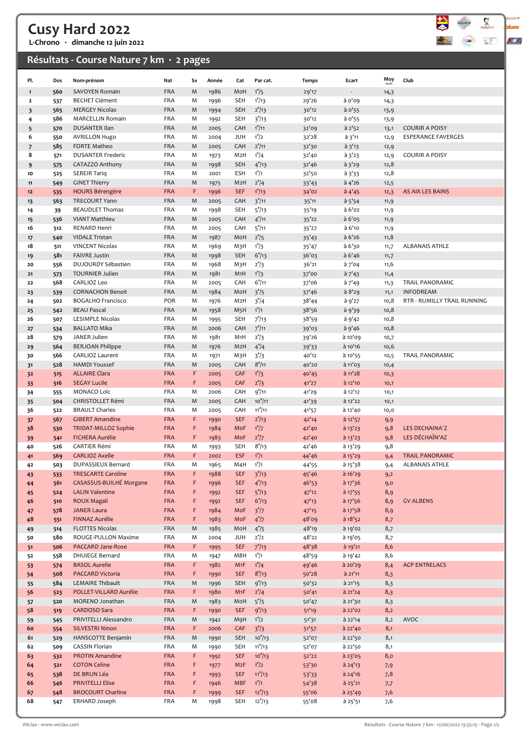# Cusy Hard 2022

**L-Chrono · dimanche 12 juin 2022**

## Résultats - Course Nature 7 km · 2 pages

| Pl. | Dos | Nom-prénom | Nat | Sx | Année | Cat | Par cat. | Temps | Ecart | Moy km/h | Club |
|---|---|---|---|---|---|---|---|---|---|---|---|
| 1 | 560 | SAVOYEN Romain | FRA | M | 1986 | MoH | 1°/5 | 29'17 | - | 14,3 | |
| 2 | 537 | BECHET Clément | FRA | M | 1996 | SEH | 1°/13 | 29'26 | à 0'09 | 14,3 | |
| 3 | 565 | MERGEY Nicolas | FRA | M | 1994 | SEH | 2°/13 | 30'12 | à 0'55 | 13,9 | |
| 4 | 586 | MARCELLIN Romain | FRA | M | 1992 | SEH | 3°/13 | 30'12 | à 0'55 | 13,9 | |
| 5 | 570 | DUSANTER Ilan | FRA | M | 2005 | CAH | 1°/11 | 32'09 | à 2'52 | 13,1 | COURIR A POISY |
| 6 | 550 | AVRILLON Hugo | FRA | M | 2004 | JUH | 1°/2 | 32'28 | à 3'11 | 12,9 | ESPERANCE FAVERGES |
| 7 | 585 | FORTE Matheo | FRA | M | 2005 | CAH | 2°/11 | 32'30 | à 3'13 | 12,9 | |
| 8 | 571 | DUSANTER Frederic | FRA | M | 1973 | M2H | 1°/4 | 32'40 | à 3'23 | 12,9 | COURIR A POISY |
| 9 | 575 | CATAZZO Anthony | FRA | M | 1998 | SEH | 4°/13 | 32'46 | à 3'29 | 12,8 | |
| 10 | 525 | SEREIR Tariq | FRA | M | 2001 | ESH | 1°/1 | 32'50 | à 3'33 | 12,8 | |
| 11 | 549 | GINET Thierry | FRA | M | 1975 | M2H | 2°/4 | 33'43 | à 4'26 | 12,5 | |
| 12 | 535 | HOURS Bérengère | FRA | F | 1996 | SEF | 1°/13 | 34'02 | à 4'45 | 12,3 | AS AIX LES BAINS |
| 13 | 563 | TRECOURT Yann | FRA | M | 2005 | CAH | 3°/11 | 35'11 | à 5'54 | 11,9 | |
| 14 | 39 | BEAUDLET Thomas | FRA | M | 1998 | SEH | 5°/13 | 35'19 | à 6'02 | 11,9 | |
| 15 | 536 | VIANT Matthieu | FRA | M | 2005 | CAH | 4°/11 | 35'22 | à 6'05 | 11,9 | |
| 16 | 512 | RENARD Henri | FRA | M | 2005 | CAH | 5°/11 | 35'27 | à 6'10 | 11,9 | |
| 17 | 540 | VIDALE Tristan | FRA | M | 1987 | MoH | 2°/5 | 35'43 | à 6'26 | 11,8 | |
| 18 | 511 | VINCENT Nicolas | FRA | M | 1969 | M3H | 1°/3 | 35'47 | à 6'30 | 11,7 | ALBANAIS ATHLE |
| 19 | 581 | FAIVRE Justin | FRA | M | 1998 | SEH | 6°/13 | 36'03 | à 6'46 | 11,7 | |
| 20 | 556 | DUJOURDY Sébastien | FRA | M | 1968 | M3H | 2°/3 | 36'21 | à 7'04 | 11,6 | |
| 21 | 573 | TOURNIER Julien | FRA | M | 1981 | M1H | 1°/3 | 37'00 | à 7'43 | 11,4 | |
| 22 | 568 | CARLIOZ Leo | FRA | M | 2005 | CAH | 6°/11 | 37'06 | à 7'49 | 11,3 | TRAIL PANORAMIC |
| 23 | 539 | CORNACHON Benoit | FRA | M | 1984 | MoH | 3°/5 | 37'46 | à 8'29 | 11,1 | INFODREAM |
| 24 | 502 | BOGALHO Francisco | POR | M | 1976 | M2H | 3°/4 | 38'44 | à 9'27 | 10,8 | RTR - RUMILLY TRAIL RUNNING |
| 25 | 542 | BEAU Pascal | FRA | M | 1958 | M5H | 1°/1 | 38'56 | à 9'39 | 10,8 | |
| 26 | 507 | LESIMPLE Nicolas | FRA | M | 1995 | SEH | 7°/13 | 38'59 | à 9'42 | 10,8 | |
| 27 | 534 | BALLATO Mika | FRA | M | 2006 | CAH | 7°/11 | 39'03 | à 9'46 | 10,8 | |
| 28 | 579 | JANER Julien | FRA | M | 1981 | M1H | 2°/3 | 39'26 | à 10'09 | 10,7 | |
| 29 | 564 | BERJOAN Philippe | FRA | M | 1976 | M2H | 4°/4 | 39'33 | à 10'16 | 10,6 | |
| 30 | 566 | CARLIOZ Laurent | FRA | M | 1971 | M3H | 3°/3 | 40'12 | à 10'55 | 10,5 | TRAIL PANORAMIC |
| 31 | 528 | HAMDI Youssef | FRA | M | 2005 | CAH | 8°/11 | 40'20 | à 11'03 | 10,4 | |
| 32 | 515 | ALLAIRE Clara | FRA | F | 2005 | CAF | 1°/3 | 40'45 | à 11'28 | 10,3 | |
| 33 | 516 | SEGAY Lucile | FRA | F | 2005 | CAF | 2°/3 | 41'27 | à 12'10 | 10,1 | |
| 34 | 555 | MONACO Loïc | FRA | M | 2006 | CAH | 9°/11 | 41'29 | à 12'12 | 10,1 | |
| 35 | 504 | CHRISTOLLET Rémi | FRA | M | 2005 | CAH | 10°/11 | 41'39 | à 12'22 | 10,1 | |
| 36 | 522 | BRAULT Charles | FRA | M | 2005 | CAH | 11°/11 | 41'57 | à 12'40 | 10,0 | |
| 37 | 567 | GIBERT Amandine | FRA | F | 1990 | SEF | 2°/13 | 42'14 | à 12'57 | 9,9 | |
| 38 | 530 | TRIDAT-MILLOZ Sophie | FRA | F | 1984 | MoF | 1°/7 | 42'40 | à 13'23 | 9,8 | LES DECHAINA'Z |
| 39 | 541 | FICHERA Aurélie | FRA | F | 1983 | MoF | 2°/7 | 42'40 | à 13'23 | 9,8 | LES DÉCHAÎN'AZ |
| 40 | 526 | CARTIER Rémi | FRA | M | 1993 | SEH | 8°/13 | 42'46 | à 13'29 | 9,8 | |
| 41 | 569 | CARLIOZ Axelle | FRA | F | 2002 | ESF | 1°/1 | 44'46 | à 15'29 | 9,4 | TRAIL PANORAMIC |
| 42 | 503 | DUPASSIEUX Bernard | FRA | M | 1965 | M4H | 1°/1 | 44'55 | à 15'38 | 9,4 | ALBANAIS ATHLE |
| 43 | 533 | TRESCARTE Caroline | FRA | F | 1988 | SEF | 3°/13 | 45'46 | à 16'29 | 9,2 | |
| 44 | 561 | CASASSUS-BUILHÉ Morgane | FRA | F | 1996 | SEF | 4°/13 | 46'53 | à 17'36 | 9,0 | |
| 45 | 524 | LALIN Valentine | FRA | F | 1992 | SEF | 5°/13 | 47'12 | à 17'55 | 8,9 | |
| 46 | 510 | ROUX Magali | FRA | F | 1992 | SEF | 6°/13 | 47'13 | à 17'56 | 8,9 | GV ALBENS |
| 47 | 578 | JANER Laura | FRA | F | 1984 | MoF | 3°/7 | 47'15 | à 17'58 | 8,9 | |
| 48 | 551 | FINNAZ Aurélie | FRA | F | 1983 | MoF | 4°/7 | 48'09 | à 18'52 | 8,7 | |
| 49 | 514 | FLOTTES Nicolas | FRA | M | 1985 | MoH | 4°/5 | 48'19 | à 19'02 | 8,7 | |
| 50 | 580 | ROUGE-PULLON Maxime | FRA | M | 2004 | JUH | 2°/2 | 48'22 | à 19'05 | 8,7 | |
| 51 | 506 | PACCARD Jane-Rose | FRA | F | 1995 | SEF | 7°/13 | 48'38 | à 19'21 | 8,6 | |
| 52 | 558 | DHUIEGE Bernard | FRA | M | 1947 | M8H | 1°/1 | 48'59 | à 19'42 | 8,6 | |
| 53 | 574 | BASOL Aurelie | FRA | F | 1982 | M1F | 1°/4 | 49'46 | à 20'29 | 8,4 | ACP ENTRELACS |
| 54 | 508 | PACCARD Victoria | FRA | F | 1990 | SEF | 8°/13 | 50'28 | à 21'11 | 8,3 | |
| 55 | 584 | LEMAIRE Thibault | FRA | M | 1996 | SEH | 9°/13 | 50'32 | à 21'15 | 8,3 | |
| 56 | 523 | POLLET-VILLARD Aurélie | FRA | F | 1980 | M1F | 2°/4 | 50'41 | à 21'24 | 8,3 | |
| 57 | 520 | MORENO Jonathan | FRA | M | 1983 | MoH | 5°/5 | 50'47 | à 21'30 | 8,3 | |
| 58 | 519 | CARDOSO Sara | FRA | F | 1990 | SEF | 9°/13 | 51'19 | à 22'02 | 8,2 | |
| 59 | 545 | PRIVITELLI Alessandro | FRA | M | 1942 | M9H | 1°/2 | 51'31 | à 22'14 | 8,2 | AVOC |
| 60 | 554 | SILVESTRI Ninon | FRA | F | 2006 | CAF | 3°/3 | 51'57 | à 22'40 | 8,1 | |
| 61 | 529 | HANSCOTTE Benjamin | FRA | M | 1990 | SEH | 10°/13 | 52'07 | à 22'50 | 8,1 | |
| 62 | 509 | CASSIN Florian | FRA | M | 1990 | SEH | 11°/13 | 52'07 | à 22'50 | 8,1 | |
| 63 | 532 | PROTIN Amandine | FRA | F | 1992 | SEF | 10°/13 | 52'22 | à 23'05 | 8,0 | |
| 64 | 521 | COTON Celine | FRA | F | 1977 | M2F | 1°/2 | 53'30 | à 24'13 | 7,9 | |
| 65 | 538 | DE BRUN Léa | FRA | F | 1993 | SEF | 11°/13 | 53'33 | à 24'16 | 7,8 | |
| 66 | 546 | PRIVITELLI Elise | FRA | F | 1946 | M8F | 1°/1 | 54'38 | à 25'21 | 7,7 | |
| 67 | 548 | BROCOURT Charline | FRA | F | 1999 | SEF | 12°/13 | 55'06 | à 25'49 | 7,6 | |
| 68 | 547 | ERHARD Joseph | FRA | M | 1998 | SEH | 12°/13 | 55'08 | à 25'51 | 7,6 | |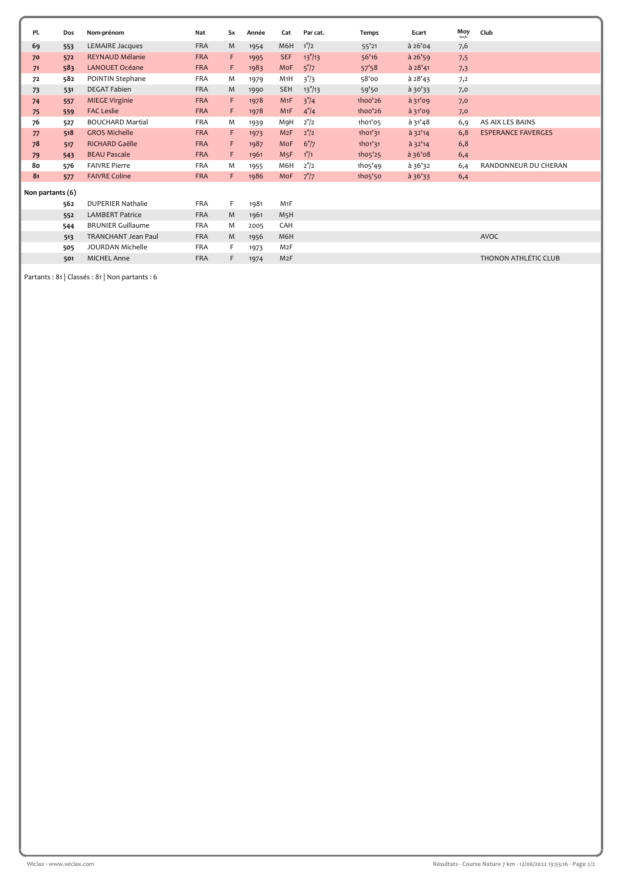| Pl. | Dos | Nom-prénom | Nat | Sx | Année | Cat | Par cat. | Temps | Ecart | Moy km/h | Club |
|---|---|---|---|---|---|---|---|---|---|---|---|
| 69 | 553 | LEMAIRE Jacques | FRA | M | 1954 | M6H | 1°/2 | 55'21 | à 26'04 | 7,6 | |
| 70 | 572 | REYNAUD Mélanie | FRA | F | 1995 | SEF | 13°/13 | 56'16 | à 26'59 | 7,5 | |
| 71 | 583 | LANOUET Océane | FRA | F | 1983 | M0F | 5°/7 | 57'58 | à 28'41 | 7,3 | |
| 72 | 582 | POINTIN Stephane | FRA | M | 1979 | M1H | 3°/3 | 58'00 | à 28'43 | 7,2 | |
| 73 | 531 | DEGAT Fabien | FRA | M | 1990 | SEH | 13°/13 | 59'50 | à 30'33 | 7,0 | |
| 74 | 557 | MIEGE Virginie | FRA | F | 1978 | M1F | 3°/4 | 1h00'26 | à 31'09 | 7,0 | |
| 75 | 559 | FAC Leslie | FRA | F | 1978 | M1F | 4°/4 | 1h00'26 | à 31'09 | 7,0 | |
| 76 | 527 | BOUCHARD Martial | FRA | M | 1939 | M9H | 2°/2 | 1h01'05 | à 31'48 | 6,9 | AS AIX LES BAINS |
| 77 | 518 | GROS Michelle | FRA | F | 1973 | M2F | 2°/2 | 1h01'31 | à 32'14 | 6,8 | ESPERANCE FAVERGES |
| 78 | 517 | RICHARD Gaëlle | FRA | F | 1987 | M0F | 6°/7 | 1h01'31 | à 32'14 | 6,8 | |
| 79 | 543 | BEAU Pascale | FRA | F | 1961 | M5F | 1°/1 | 1h05'25 | à 36'08 | 6,4 | |
| 80 | 576 | FAIVRE Pierre | FRA | M | 1955 | M6H | 2°/2 | 1h05'49 | à 36'32 | 6,4 | RANDONNEUR DU CHERAN |
| 81 | 577 | FAIVRE Coline | FRA | F | 1986 | M0F | 7°/7 | 1h05'50 | à 36'33 | 6,4 | |

**Non partants (6)**

| Pl. | Dos | Nom-prénom | Nat | Sx | Année | Cat | Par cat. | Temps | Ecart | Moy km/h | Club |
|---|---|---|---|---|---|---|---|---|---|---|---|
| | 562 | DUPERIER Nathalie | FRA | F | 1981 | M1F | | | | | |
| | 552 | LAMBERT Patrice | FRA | M | 1961 | M5H | | | | | |
| | 544 | BRUNIER Guillaume | FRA | M | 2005 | CAH | | | | | |
| | 513 | TRANCHANT Jean Paul | FRA | M | 1956 | M6H | | | | | AVOC |
| | 505 | JOURDAN Michelle | FRA | F | 1973 | M2F | | | | | |
| | 501 | MICHEL Anne | FRA | F | 1974 | M2F | | | | | THONON ATHLÉTIC CLUB |

Partants : 81 | Classés : 81 | Non partants : 6